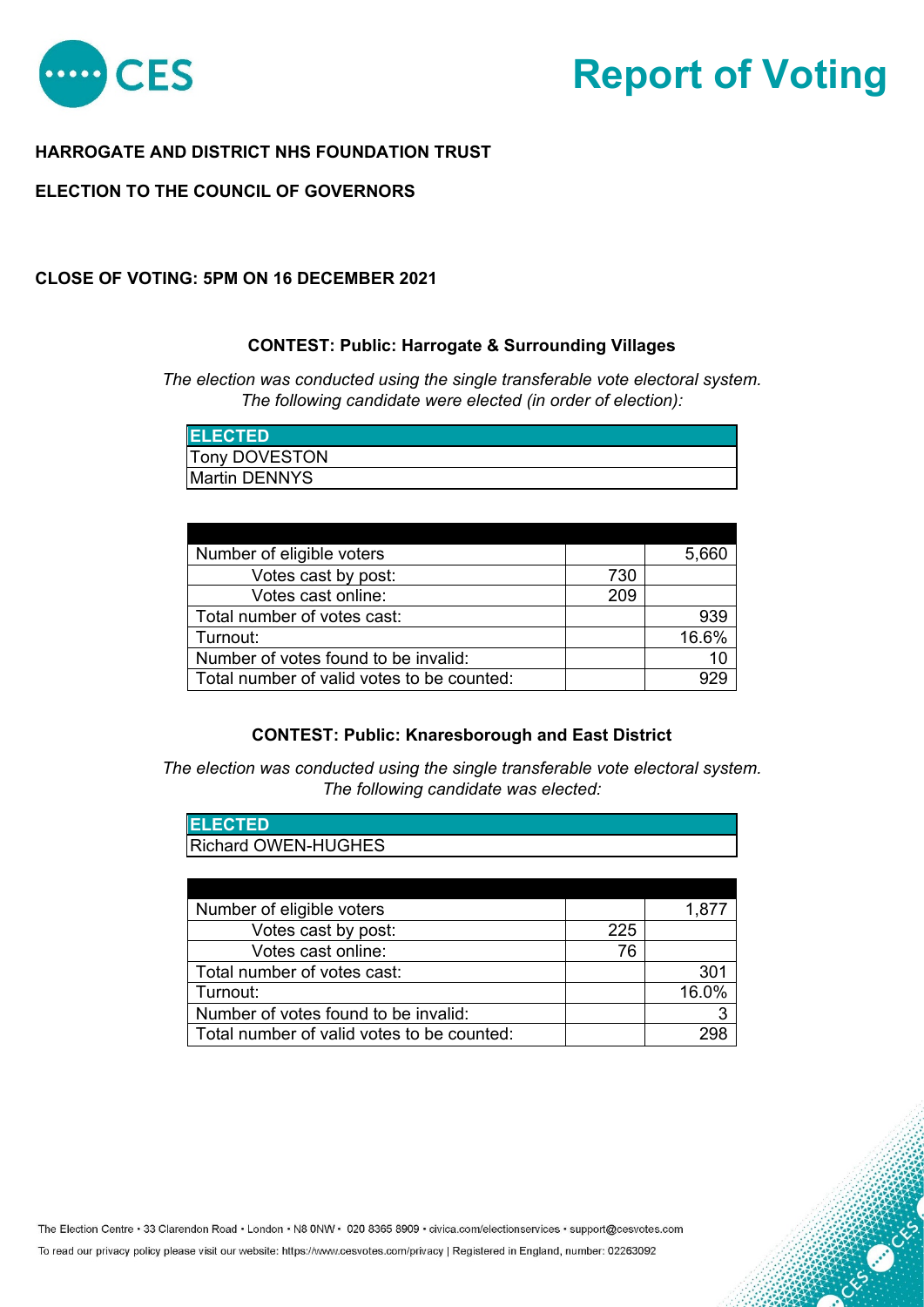# Report of Voting

**HARROGATE AND DISTRICT NHS FOUNDATION TRUST**

**ELECTION TO THE COUNCIL OF GOVERNORS**

**CLOSE OF VOTING: 5PM ON 16 DECEMBER 2021**

### CONTEST: Public: Harrogate & Surrounding Villages

*The election was conducted using the single transferable vote electoral system.*
*The following candidate were elected (in order of election):*

| ELECTED |
| --- |
| Tony DOVESTON |
| Martin DENNYS |

| | | |
| --- | --- | --- |
| Number of eligible voters | | 5,660 |
| Votes cast by post: | 730 | |
| Votes cast online: | 209 | |
| Total number of votes cast: | | 939 |
| Turnout: | | 16.6% |
| Number of votes found to be invalid: | | 10 |
| Total number of valid votes to be counted: | | 929 |

### CONTEST: Public: Knaresborough and East District

*The election was conducted using the single transferable vote electoral system.*
*The following candidate was elected:*

| ELECTED |
| --- |
| Richard OWEN-HUGHES |

| | | |
| --- | --- | --- |
| Number of eligible voters | | 1,877 |
| Votes cast by post: | 225 | |
| Votes cast online: | 76 | |
| Total number of votes cast: | | 301 |
| Turnout: | | 16.0% |
| Number of votes found to be invalid: | | 3 |
| Total number of valid votes to be counted: | | 298 |

The Election Centre • 33 Clarendon Road • London • N8 0NW • 020 8365 8909 • civica.com/electionservices • support@cesvotes.com

To read our privacy policy please visit our website: https://www.cesvotes.com/privacy | Registered in England, number: 02263092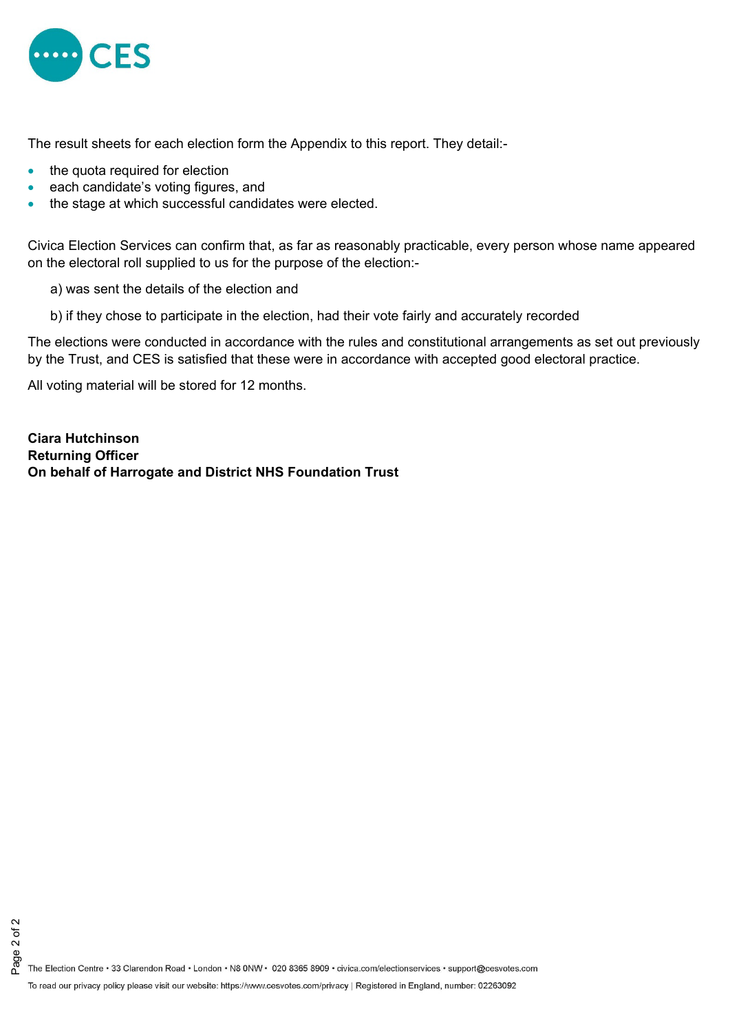The result sheets for each election form the Appendix to this report. They detail:-

- the quota required for election
- each candidate's voting figures, and
- the stage at which successful candidates were elected.

Civica Election Services can confirm that, as far as reasonably practicable, every person whose name appeared on the electoral roll supplied to us for the purpose of the election:-

a) was sent the details of the election and

b) if they chose to participate in the election, had their vote fairly and accurately recorded

The elections were conducted in accordance with the rules and constitutional arrangements as set out previously by the Trust, and CES is satisfied that these were in accordance with accepted good electoral practice.

All voting material will be stored for 12 months.

**Ciara Hutchinson**
**Returning Officer**
**On behalf of Harrogate and District NHS Foundation Trust**